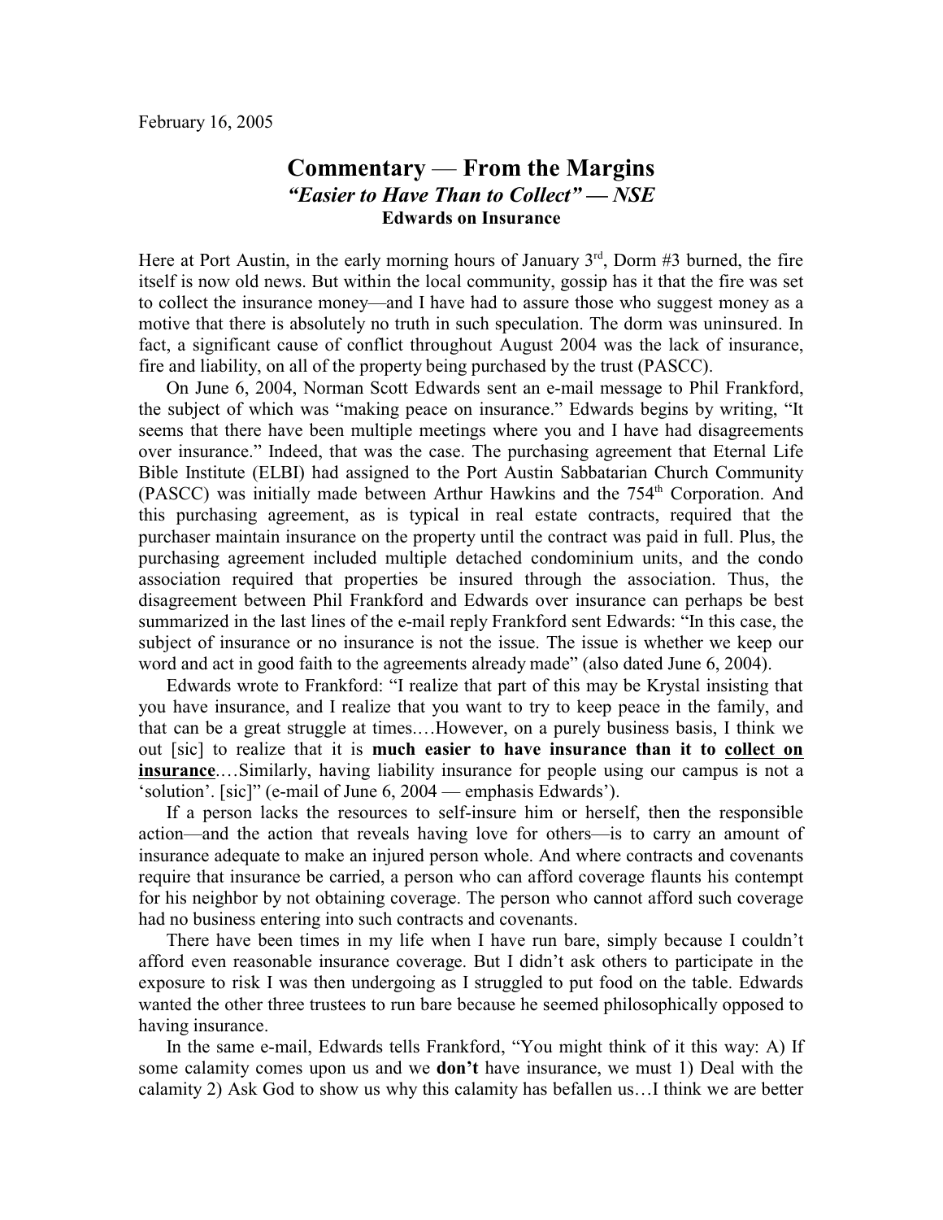February 16, 2005

# Commentary — From the Margins

## *"Easier to Have Than to Collect" — NSE*

### Edwards on Insurance

Here at Port Austin, in the early morning hours of January 3rd, Dorm #3 burned, the fire itself is now old news. But within the local community, gossip has it that the fire was set to collect the insurance money—and I have had to assure those who suggest money as a motive that there is absolutely no truth in such speculation. The dorm was uninsured. In fact, a significant cause of conflict throughout August 2004 was the lack of insurance, fire and liability, on all of the property being purchased by the trust (PASCC).

On June 6, 2004, Norman Scott Edwards sent an e-mail message to Phil Frankford, the subject of which was "making peace on insurance." Edwards begins by writing, "It seems that there have been multiple meetings where you and I have had disagreements over insurance." Indeed, that was the case. The purchasing agreement that Eternal Life Bible Institute (ELBI) had assigned to the Port Austin Sabbatarian Church Community (PASCC) was initially made between Arthur Hawkins and the 754th Corporation. And this purchasing agreement, as is typical in real estate contracts, required that the purchaser maintain insurance on the property until the contract was paid in full. Plus, the purchasing agreement included multiple detached condominium units, and the condo association required that properties be insured through the association. Thus, the disagreement between Phil Frankford and Edwards over insurance can perhaps be best summarized in the last lines of the e-mail reply Frankford sent Edwards: "In this case, the subject of insurance or no insurance is not the issue. The issue is whether we keep our word and act in good faith to the agreements already made" (also dated June 6, 2004).

Edwards wrote to Frankford: "I realize that part of this may be Krystal insisting that you have insurance, and I realize that you want to try to keep peace in the family, and that can be a great struggle at times.…However, on a purely business basis, I think we out [sic] to realize that it is **much easier to have insurance than it to <u>collect on insurance</u>**.…Similarly, having liability insurance for people using our campus is not a 'solution'. [sic]" (e-mail of June 6, 2004 — emphasis Edwards').

If a person lacks the resources to self-insure him or herself, then the responsible action—and the action that reveals having love for others—is to carry an amount of insurance adequate to make an injured person whole. And where contracts and covenants require that insurance be carried, a person who can afford coverage flaunts his contempt for his neighbor by not obtaining coverage. The person who cannot afford such coverage had no business entering into such contracts and covenants.

There have been times in my life when I have run bare, simply because I couldn't afford even reasonable insurance coverage. But I didn't ask others to participate in the exposure to risk I was then undergoing as I struggled to put food on the table. Edwards wanted the other three trustees to run bare because he seemed philosophically opposed to having insurance.

In the same e-mail, Edwards tells Frankford, "You might think of it this way: A) If some calamity comes upon us and we **don't** have insurance, we must 1) Deal with the calamity 2) Ask God to show us why this calamity has befallen us…I think we are better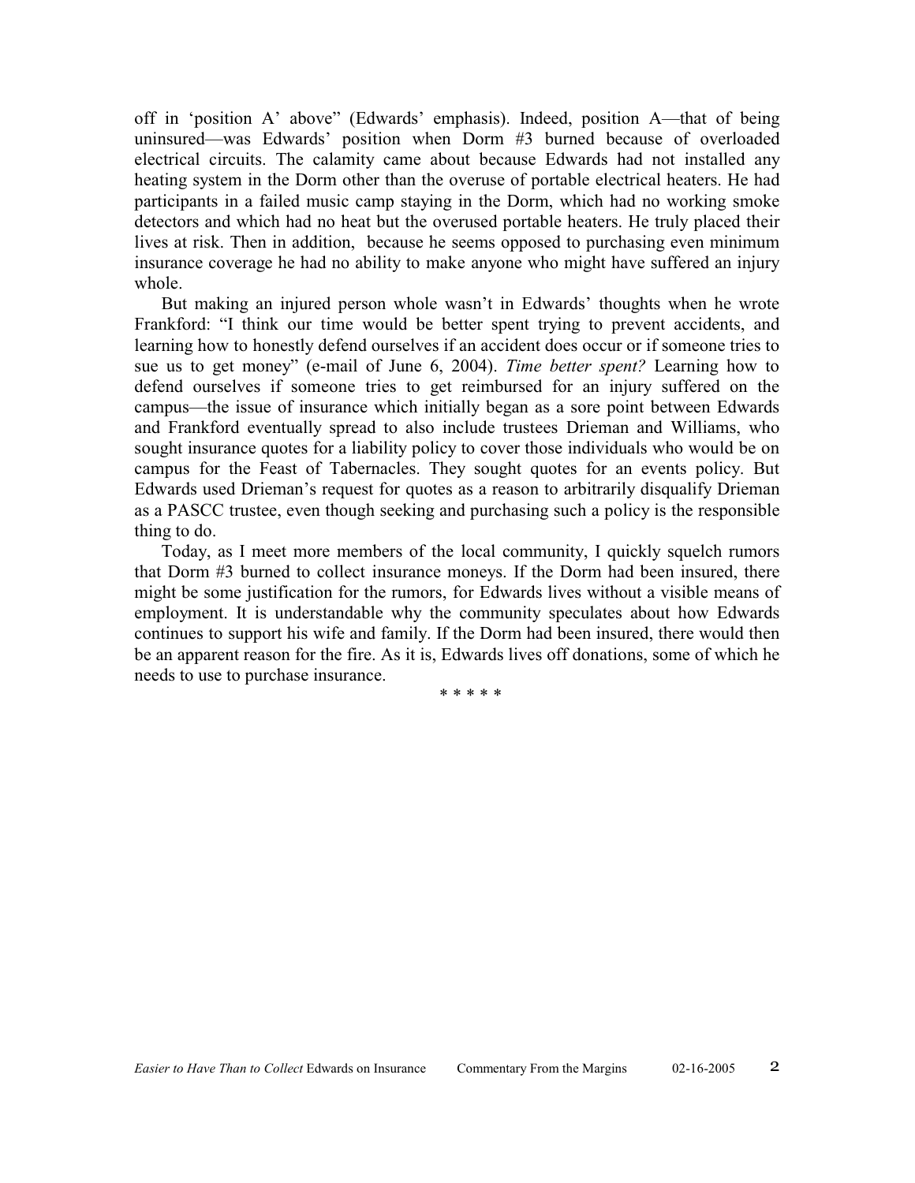off in 'position A' above" (Edwards' emphasis). Indeed, position A—that of being uninsured—was Edwards' position when Dorm #3 burned because of overloaded electrical circuits. The calamity came about because Edwards had not installed any heating system in the Dorm other than the overuse of portable electrical heaters. He had participants in a failed music camp staying in the Dorm, which had no working smoke detectors and which had no heat but the overused portable heaters. He truly placed their lives at risk. Then in addition, because he seems opposed to purchasing even minimum insurance coverage he had no ability to make anyone who might have suffered an injury whole.

But making an injured person whole wasn't in Edwards' thoughts when he wrote Frankford: "I think our time would be better spent trying to prevent accidents, and learning how to honestly defend ourselves if an accident does occur or if someone tries to sue us to get money" (e-mail of June 6, 2004). *Time better spent?* Learning how to defend ourselves if someone tries to get reimbursed for an injury suffered on the campus—the issue of insurance which initially began as a sore point between Edwards and Frankford eventually spread to also include trustees Drieman and Williams, who sought insurance quotes for a liability policy to cover those individuals who would be on campus for the Feast of Tabernacles. They sought quotes for an events policy. But Edwards used Drieman's request for quotes as a reason to arbitrarily disqualify Drieman as a PASCC trustee, even though seeking and purchasing such a policy is the responsible thing to do.

Today, as I meet more members of the local community, I quickly squelch rumors that Dorm #3 burned to collect insurance moneys. If the Dorm had been insured, there might be some justification for the rumors, for Edwards lives without a visible means of employment. It is understandable why the community speculates about how Edwards continues to support his wife and family. If the Dorm had been insured, there would then be an apparent reason for the fire. As it is, Edwards lives off donations, some of which he needs to use to purchase insurance.

\* \* \* \* \*